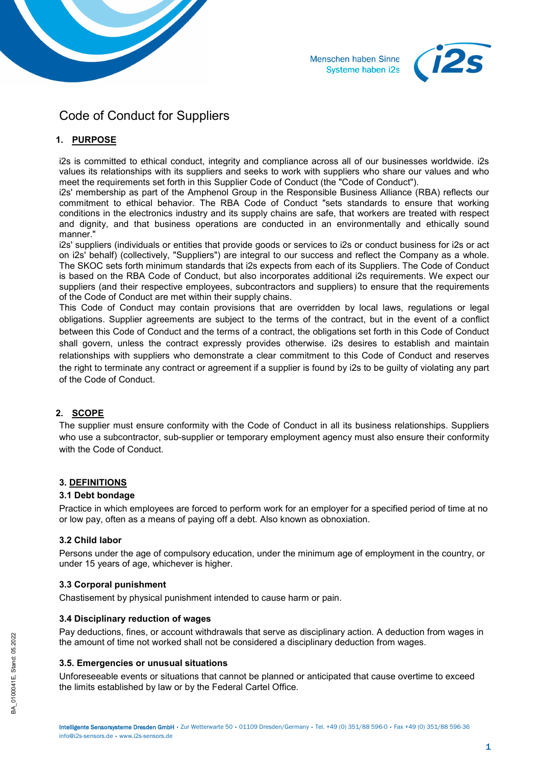# Code of Conduct for Suppliers

## 1. PURPOSE

i2s is committed to ethical conduct, integrity and compliance across all of our businesses worldwide. i2s values its relationships with its suppliers and seeks to work with suppliers who share our values and who meet the requirements set forth in this Supplier Code of Conduct (the "Code of Conduct").

i2s' membership as part of the Amphenol Group in the Responsible Business Alliance (RBA) reflects our commitment to ethical behavior. The RBA Code of Conduct "sets standards to ensure that working conditions in the electronics industry and its supply chains are safe, that workers are treated with respect and dignity, and that business operations are conducted in an environmentally and ethically sound manner."

i2s' suppliers (individuals or entities that provide goods or services to i2s or conduct business for i2s or act on i2s' behalf) (collectively, "Suppliers") are integral to our success and reflect the Company as a whole. The SKOC sets forth minimum standards that i2s expects from each of its Suppliers. The Code of Conduct is based on the RBA Code of Conduct, but also incorporates additional i2s requirements. We expect our suppliers (and their respective employees, subcontractors and suppliers) to ensure that the requirements of the Code of Conduct are met within their supply chains.

This Code of Conduct may contain provisions that are overridden by local laws, regulations or legal obligations. Supplier agreements are subject to the terms of the contract, but in the event of a conflict between this Code of Conduct and the terms of a contract, the obligations set forth in this Code of Conduct shall govern, unless the contract expressly provides otherwise. i2s desires to establish and maintain relationships with suppliers who demonstrate a clear commitment to this Code of Conduct and reserves the right to terminate any contract or agreement if a supplier is found by i2s to be guilty of violating any part of the Code of Conduct.

## 2. SCOPE

The supplier must ensure conformity with the Code of Conduct in all its business relationships. Suppliers who use a subcontractor, sub-supplier or temporary employment agency must also ensure their conformity with the Code of Conduct.

## 3. DEFINITIONS

### 3.1 Debt bondage

Practice in which employees are forced to perform work for an employer for a specified period of time at no or low pay, often as a means of paying off a debt. Also known as obnoxiation.

### 3.2 Child labor

Persons under the age of compulsory education, under the minimum age of employment in the country, or under 15 years of age, whichever is higher.

### 3.3 Corporal punishment

Chastisement by physical punishment intended to cause harm or pain.

### 3.4 Disciplinary reduction of wages

Pay deductions, fines, or account withdrawals that serve as disciplinary action. A deduction from wages in the amount of time not worked shall not be considered a disciplinary deduction from wages.

### 3.5. Emergencies or unusual situations

Unforeseeable events or situations that cannot be planned or anticipated that cause overtime to exceed the limits established by law or by the Federal Cartel Office.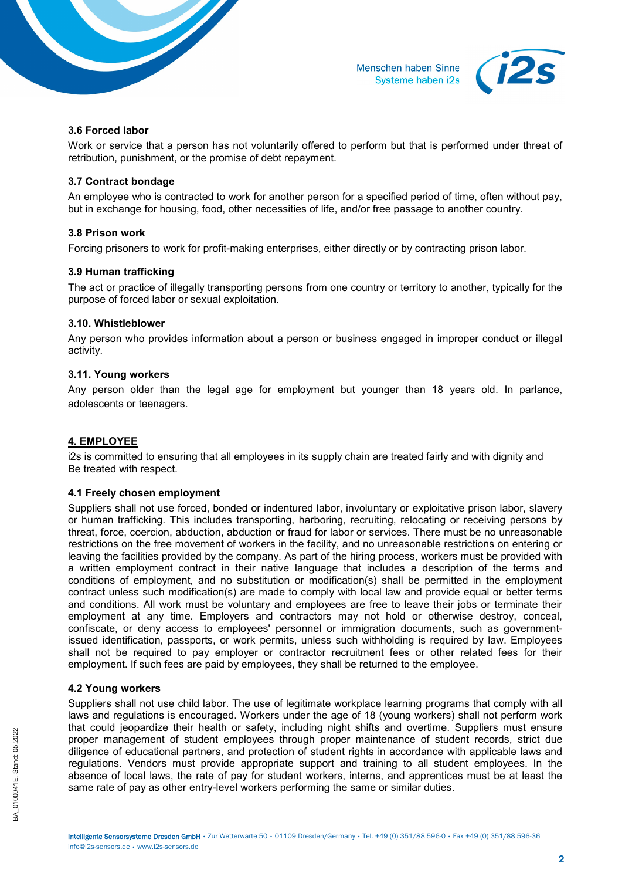### 3.6 Forced labor

Work or service that a person has not voluntarily offered to perform but that is performed under threat of retribution, punishment, or the promise of debt repayment.

### 3.7 Contract bondage

An employee who is contracted to work for another person for a specified period of time, often without pay, but in exchange for housing, food, other necessities of life, and/or free passage to another country.

### 3.8 Prison work

Forcing prisoners to work for profit-making enterprises, either directly or by contracting prison labor.

### 3.9 Human trafficking

The act or practice of illegally transporting persons from one country or territory to another, typically for the purpose of forced labor or sexual exploitation.

### 3.10. Whistleblower

Any person who provides information about a person or business engaged in improper conduct or illegal activity.

### 3.11. Young workers

Any person older than the legal age for employment but younger than 18 years old. In parlance, adolescents or teenagers.

## 4. EMPLOYEE

i2s is committed to ensuring that all employees in its supply chain are treated fairly and with dignity and Be treated with respect.

### 4.1 Freely chosen employment

Suppliers shall not use forced, bonded or indentured labor, involuntary or exploitative prison labor, slavery or human trafficking. This includes transporting, harboring, recruiting, relocating or receiving persons by threat, force, coercion, abduction, abduction or fraud for labor or services. There must be no unreasonable restrictions on the free movement of workers in the facility, and no unreasonable restrictions on entering or leaving the facilities provided by the company. As part of the hiring process, workers must be provided with a written employment contract in their native language that includes a description of the terms and conditions of employment, and no substitution or modification(s) shall be permitted in the employment contract unless such modification(s) are made to comply with local law and provide equal or better terms and conditions. All work must be voluntary and employees are free to leave their jobs or terminate their employment at any time. Employers and contractors may not hold or otherwise destroy, conceal, confiscate, or deny access to employees' personnel or immigration documents, such as government-issued identification, passports, or work permits, unless such withholding is required by law. Employees shall not be required to pay employer or contractor recruitment fees or other related fees for their employment. If such fees are paid by employees, they shall be returned to the employee.

### 4.2 Young workers

Suppliers shall not use child labor. The use of legitimate workplace learning programs that comply with all laws and regulations is encouraged. Workers under the age of 18 (young workers) shall not perform work that could jeopardize their health or safety, including night shifts and overtime. Suppliers must ensure proper management of student employees through proper maintenance of student records, strict due diligence of educational partners, and protection of student rights in accordance with applicable laws and regulations. Vendors must provide appropriate support and training to all student employees. In the absence of local laws, the rate of pay for student workers, interns, and apprentices must be at least the same rate of pay as other entry-level workers performing the same or similar duties.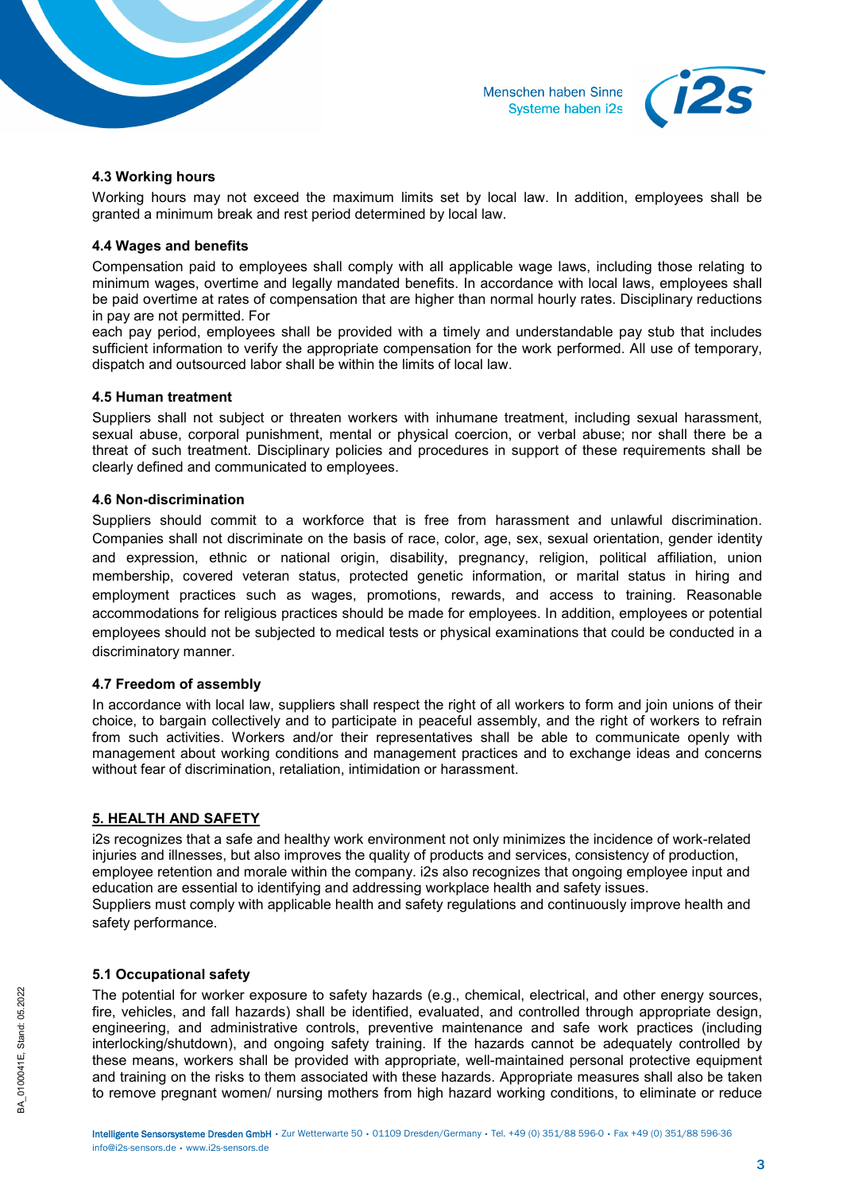#### 4.3 Working hours

Working hours may not exceed the maximum limits set by local law. In addition, employees shall be granted a minimum break and rest period determined by local law.

#### 4.4 Wages and benefits

Compensation paid to employees shall comply with all applicable wage laws, including those relating to minimum wages, overtime and legally mandated benefits. In accordance with local laws, employees shall be paid overtime at rates of compensation that are higher than normal hourly rates. Disciplinary reductions in pay are not permitted. For each pay period, employees shall be provided with a timely and understandable pay stub that includes sufficient information to verify the appropriate compensation for the work performed. All use of temporary, dispatch and outsourced labor shall be within the limits of local law.

#### 4.5 Human treatment

Suppliers shall not subject or threaten workers with inhumane treatment, including sexual harassment, sexual abuse, corporal punishment, mental or physical coercion, or verbal abuse; nor shall there be a threat of such treatment. Disciplinary policies and procedures in support of these requirements shall be clearly defined and communicated to employees.

#### 4.6 Non-discrimination

Suppliers should commit to a workforce that is free from harassment and unlawful discrimination. Companies shall not discriminate on the basis of race, color, age, sex, sexual orientation, gender identity and expression, ethnic or national origin, disability, pregnancy, religion, political affiliation, union membership, covered veteran status, protected genetic information, or marital status in hiring and employment practices such as wages, promotions, rewards, and access to training. Reasonable accommodations for religious practices should be made for employees. In addition, employees or potential employees should not be subjected to medical tests or physical examinations that could be conducted in a discriminatory manner.

#### 4.7 Freedom of assembly

In accordance with local law, suppliers shall respect the right of all workers to form and join unions of their choice, to bargain collectively and to participate in peaceful assembly, and the right of workers to refrain from such activities. Workers and/or their representatives shall be able to communicate openly with management about working conditions and management practices and to exchange ideas and concerns without fear of discrimination, retaliation, intimidation or harassment.

## 5. HEALTH AND SAFETY

i2s recognizes that a safe and healthy work environment not only minimizes the incidence of work-related injuries and illnesses, but also improves the quality of products and services, consistency of production, employee retention and morale within the company. i2s also recognizes that ongoing employee input and education are essential to identifying and addressing workplace health and safety issues.
Suppliers must comply with applicable health and safety regulations and continuously improve health and safety performance.

#### 5.1 Occupational safety

The potential for worker exposure to safety hazards (e.g., chemical, electrical, and other energy sources, fire, vehicles, and fall hazards) shall be identified, evaluated, and controlled through appropriate design, engineering, and administrative controls, preventive maintenance and safe work practices (including interlocking/shutdown), and ongoing safety training. If the hazards cannot be adequately controlled by these means, workers shall be provided with appropriate, well-maintained personal protective equipment and training on the risks to them associated with these hazards. Appropriate measures shall also be taken to remove pregnant women/ nursing mothers from high hazard working conditions, to eliminate or reduce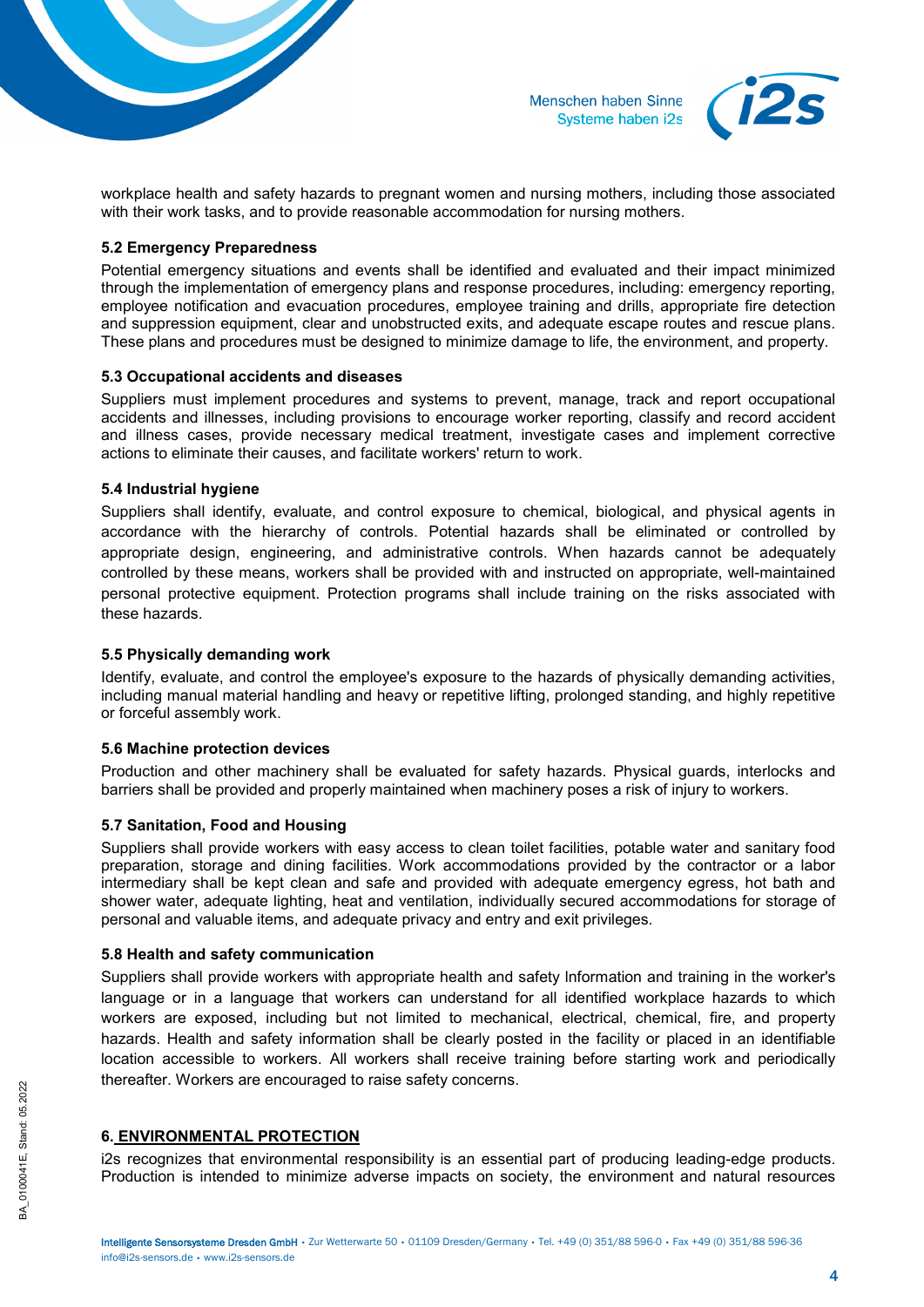workplace health and safety hazards to pregnant women and nursing mothers, including those associated with their work tasks, and to provide reasonable accommodation for nursing mothers.

### 5.2 Emergency Preparedness

Potential emergency situations and events shall be identified and evaluated and their impact minimized through the implementation of emergency plans and response procedures, including: emergency reporting, employee notification and evacuation procedures, employee training and drills, appropriate fire detection and suppression equipment, clear and unobstructed exits, and adequate escape routes and rescue plans. These plans and procedures must be designed to minimize damage to life, the environment, and property.

### 5.3 Occupational accidents and diseases

Suppliers must implement procedures and systems to prevent, manage, track and report occupational accidents and illnesses, including provisions to encourage worker reporting, classify and record accident and illness cases, provide necessary medical treatment, investigate cases and implement corrective actions to eliminate their causes, and facilitate workers' return to work.

### 5.4 Industrial hygiene

Suppliers shall identify, evaluate, and control exposure to chemical, biological, and physical agents in accordance with the hierarchy of controls. Potential hazards shall be eliminated or controlled by appropriate design, engineering, and administrative controls. When hazards cannot be adequately controlled by these means, workers shall be provided with and instructed on appropriate, well-maintained personal protective equipment. Protection programs shall include training on the risks associated with these hazards.

### 5.5 Physically demanding work

Identify, evaluate, and control the employee's exposure to the hazards of physically demanding activities, including manual material handling and heavy or repetitive lifting, prolonged standing, and highly repetitive or forceful assembly work.

### 5.6 Machine protection devices

Production and other machinery shall be evaluated for safety hazards. Physical guards, interlocks and barriers shall be provided and properly maintained when machinery poses a risk of injury to workers.

### 5.7 Sanitation, Food and Housing

Suppliers shall provide workers with easy access to clean toilet facilities, potable water and sanitary food preparation, storage and dining facilities. Work accommodations provided by the contractor or a labor intermediary shall be kept clean and safe and provided with adequate emergency egress, hot bath and shower water, adequate lighting, heat and ventilation, individually secured accommodations for storage of personal and valuable items, and adequate privacy and entry and exit privileges.

### 5.8 Health and safety communication

Suppliers shall provide workers with appropriate health and safety Information and training in the worker's language or in a language that workers can understand for all identified workplace hazards to which workers are exposed, including but not limited to mechanical, electrical, chemical, fire, and property hazards. Health and safety information shall be clearly posted in the facility or placed in an identifiable location accessible to workers. All workers shall receive training before starting work and periodically thereafter. Workers are encouraged to raise safety concerns.

## 6. ENVIRONMENTAL PROTECTION

i2s recognizes that environmental responsibility is an essential part of producing leading-edge products. Production is intended to minimize adverse impacts on society, the environment and natural resources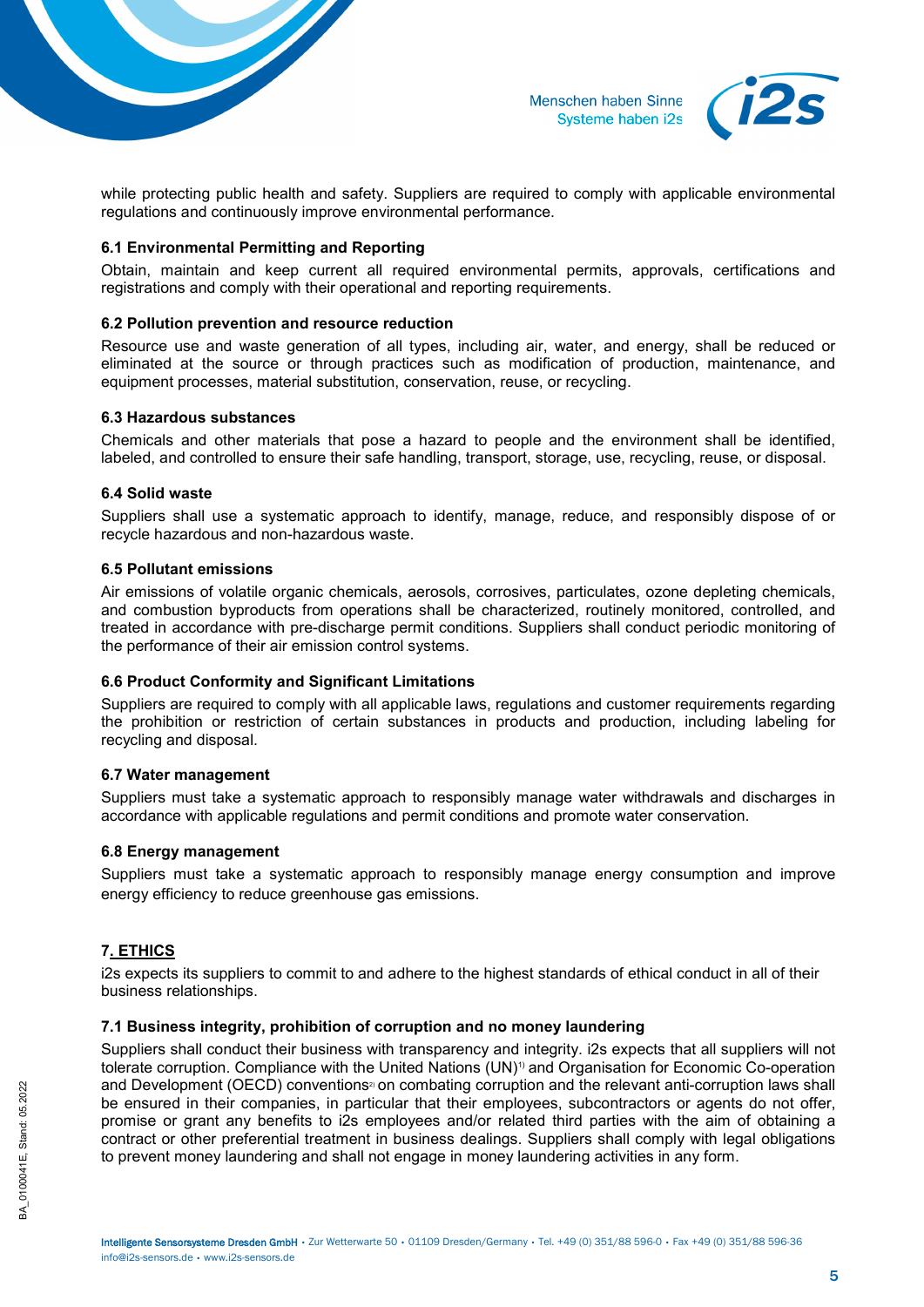while protecting public health and safety. Suppliers are required to comply with applicable environmental regulations and continuously improve environmental performance.

### 6.1 Environmental Permitting and Reporting

Obtain, maintain and keep current all required environmental permits, approvals, certifications and registrations and comply with their operational and reporting requirements.

### 6.2 Pollution prevention and resource reduction

Resource use and waste generation of all types, including air, water, and energy, shall be reduced or eliminated at the source or through practices such as modification of production, maintenance, and equipment processes, material substitution, conservation, reuse, or recycling.

### 6.3 Hazardous substances

Chemicals and other materials that pose a hazard to people and the environment shall be identified, labeled, and controlled to ensure their safe handling, transport, storage, use, recycling, reuse, or disposal.

### 6.4 Solid waste

Suppliers shall use a systematic approach to identify, manage, reduce, and responsibly dispose of or recycle hazardous and non-hazardous waste.

### 6.5 Pollutant emissions

Air emissions of volatile organic chemicals, aerosols, corrosives, particulates, ozone depleting chemicals, and combustion byproducts from operations shall be characterized, routinely monitored, controlled, and treated in accordance with pre-discharge permit conditions. Suppliers shall conduct periodic monitoring of the performance of their air emission control systems.

### 6.6 Product Conformity and Significant Limitations

Suppliers are required to comply with all applicable laws, regulations and customer requirements regarding the prohibition or restriction of certain substances in products and production, including labeling for recycling and disposal.

### 6.7 Water management

Suppliers must take a systematic approach to responsibly manage water withdrawals and discharges in accordance with applicable regulations and permit conditions and promote water conservation.

### 6.8 Energy management

Suppliers must take a systematic approach to responsibly manage energy consumption and improve energy efficiency to reduce greenhouse gas emissions.

## 7. ETHICS

i2s expects its suppliers to commit to and adhere to the highest standards of ethical conduct in all of their business relationships.

### 7.1 Business integrity, prohibition of corruption and no money laundering

Suppliers shall conduct their business with transparency and integrity. i2s expects that all suppliers will not tolerate corruption. Compliance with the United Nations (UN)[1)] and Organisation for Economic Co-operation and Development (OECD) conventions[2)] on combating corruption and the relevant anti-corruption laws shall be ensured in their companies, in particular that their employees, subcontractors or agents do not offer, promise or grant any benefits to i2s employees and/or related third parties with the aim of obtaining a contract or other preferential treatment in business dealings. Suppliers shall comply with legal obligations to prevent money laundering and shall not engage in money laundering activities in any form.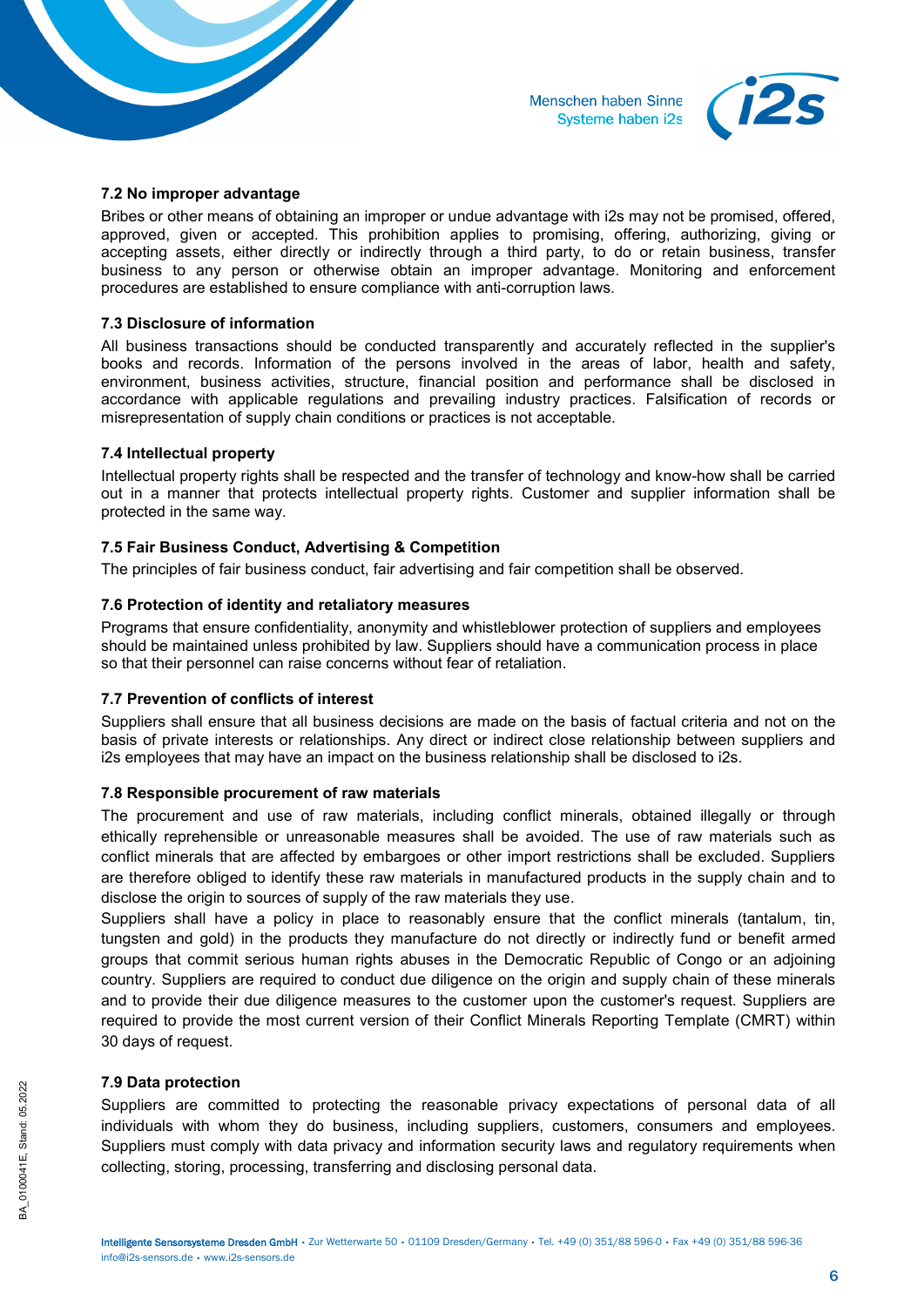### 7.2 No improper advantage

Bribes or other means of obtaining an improper or undue advantage with i2s may not be promised, offered, approved, given or accepted. This prohibition applies to promising, offering, authorizing, giving or accepting assets, either directly or indirectly through a third party, to do or retain business, transfer business to any person or otherwise obtain an improper advantage. Monitoring and enforcement procedures are established to ensure compliance with anti-corruption laws.

### 7.3 Disclosure of information

All business transactions should be conducted transparently and accurately reflected in the supplier's books and records. Information of the persons involved in the areas of labor, health and safety, environment, business activities, structure, financial position and performance shall be disclosed in accordance with applicable regulations and prevailing industry practices. Falsification of records or misrepresentation of supply chain conditions or practices is not acceptable.

### 7.4 Intellectual property

Intellectual property rights shall be respected and the transfer of technology and know-how shall be carried out in a manner that protects intellectual property rights. Customer and supplier information shall be protected in the same way.

### 7.5 Fair Business Conduct, Advertising & Competition

The principles of fair business conduct, fair advertising and fair competition shall be observed.

### 7.6 Protection of identity and retaliatory measures

Programs that ensure confidentiality, anonymity and whistleblower protection of suppliers and employees should be maintained unless prohibited by law. Suppliers should have a communication process in place so that their personnel can raise concerns without fear of retaliation.

### 7.7 Prevention of conflicts of interest

Suppliers shall ensure that all business decisions are made on the basis of factual criteria and not on the basis of private interests or relationships. Any direct or indirect close relationship between suppliers and i2s employees that may have an impact on the business relationship shall be disclosed to i2s.

### 7.8 Responsible procurement of raw materials

The procurement and use of raw materials, including conflict minerals, obtained illegally or through ethically reprehensible or unreasonable measures shall be avoided. The use of raw materials such as conflict minerals that are affected by embargoes or other import restrictions shall be excluded. Suppliers are therefore obliged to identify these raw materials in manufactured products in the supply chain and to disclose the origin to sources of supply of the raw materials they use.

Suppliers shall have a policy in place to reasonably ensure that the conflict minerals (tantalum, tin, tungsten and gold) in the products they manufacture do not directly or indirectly fund or benefit armed groups that commit serious human rights abuses in the Democratic Republic of Congo or an adjoining country. Suppliers are required to conduct due diligence on the origin and supply chain of these minerals and to provide their due diligence measures to the customer upon the customer's request. Suppliers are required to provide the most current version of their Conflict Minerals Reporting Template (CMRT) within 30 days of request.

### 7.9 Data protection

Suppliers are committed to protecting the reasonable privacy expectations of personal data of all individuals with whom they do business, including suppliers, customers, consumers and employees. Suppliers must comply with data privacy and information security laws and regulatory requirements when collecting, storing, processing, transferring and disclosing personal data.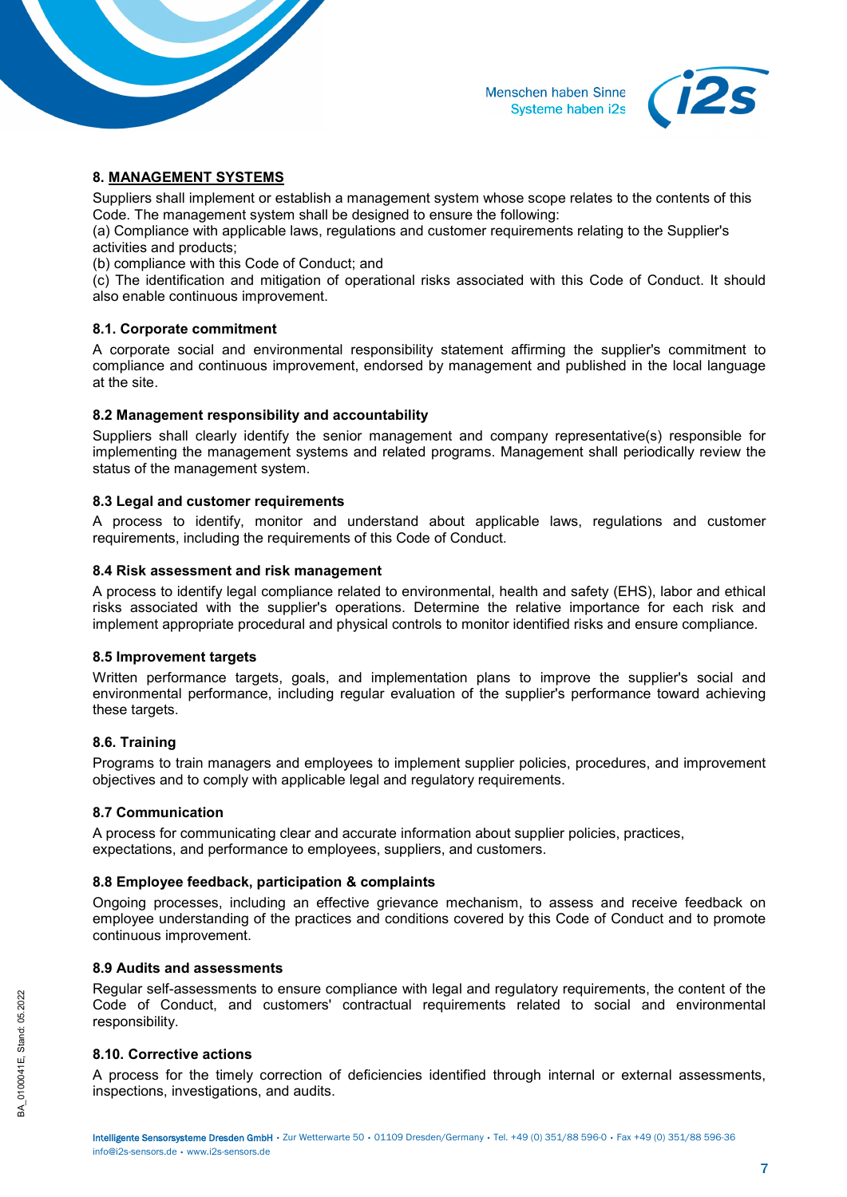## 8. MANAGEMENT SYSTEMS

Suppliers shall implement or establish a management system whose scope relates to the contents of this Code. The management system shall be designed to ensure the following:
(a) Compliance with applicable laws, regulations and customer requirements relating to the Supplier's activities and products;
(b) compliance with this Code of Conduct; and
(c) The identification and mitigation of operational risks associated with this Code of Conduct. It should also enable continuous improvement.

### 8.1. Corporate commitment

A corporate social and environmental responsibility statement affirming the supplier's commitment to compliance and continuous improvement, endorsed by management and published in the local language at the site.

### 8.2 Management responsibility and accountability

Suppliers shall clearly identify the senior management and company representative(s) responsible for implementing the management systems and related programs. Management shall periodically review the status of the management system.

### 8.3 Legal and customer requirements

A process to identify, monitor and understand about applicable laws, regulations and customer requirements, including the requirements of this Code of Conduct.

### 8.4 Risk assessment and risk management

A process to identify legal compliance related to environmental, health and safety (EHS), labor and ethical risks associated with the supplier's operations. Determine the relative importance for each risk and implement appropriate procedural and physical controls to monitor identified risks and ensure compliance.

### 8.5 Improvement targets

Written performance targets, goals, and implementation plans to improve the supplier's social and environmental performance, including regular evaluation of the supplier's performance toward achieving these targets.

### 8.6. Training

Programs to train managers and employees to implement supplier policies, procedures, and improvement objectives and to comply with applicable legal and regulatory requirements.

### 8.7 Communication

A process for communicating clear and accurate information about supplier policies, practices, expectations, and performance to employees, suppliers, and customers.

### 8.8 Employee feedback, participation & complaints

Ongoing processes, including an effective grievance mechanism, to assess and receive feedback on employee understanding of the practices and conditions covered by this Code of Conduct and to promote continuous improvement.

### 8.9 Audits and assessments

Regular self-assessments to ensure compliance with legal and regulatory requirements, the content of the Code of Conduct, and customers' contractual requirements related to social and environmental responsibility.

### 8.10. Corrective actions

A process for the timely correction of deficiencies identified through internal or external assessments, inspections, investigations, and audits.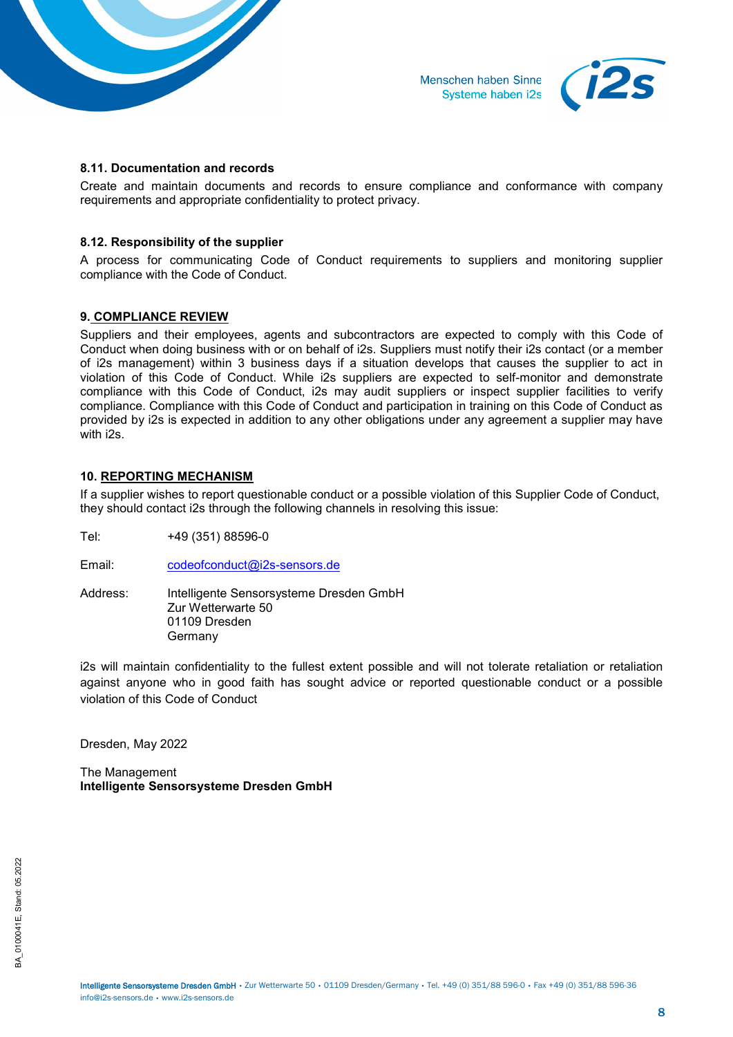### 8.11. Documentation and records

Create and maintain documents and records to ensure compliance and conformance with company requirements and appropriate confidentiality to protect privacy.

### 8.12. Responsibility of the supplier

A process for communicating Code of Conduct requirements to suppliers and monitoring supplier compliance with the Code of Conduct.

## 9. COMPLIANCE REVIEW

Suppliers and their employees, agents and subcontractors are expected to comply with this Code of Conduct when doing business with or on behalf of i2s. Suppliers must notify their i2s contact (or a member of i2s management) within 3 business days if a situation develops that causes the supplier to act in violation of this Code of Conduct. While i2s suppliers are expected to self-monitor and demonstrate compliance with this Code of Conduct, i2s may audit suppliers or inspect supplier facilities to verify compliance. Compliance with this Code of Conduct and participation in training on this Code of Conduct as provided by i2s is expected in addition to any other obligations under any agreement a supplier may have with i2s.

## 10. REPORTING MECHANISM

If a supplier wishes to report questionable conduct or a possible violation of this Supplier Code of Conduct, they should contact i2s through the following channels in resolving this issue:

Tel: +49 (351) 88596-0

Email: codeofconduct@i2s-sensors.de

Address: Intelligente Sensorsysteme Dresden GmbH
Zur Wetterwarte 50
01109 Dresden
Germany

i2s will maintain confidentiality to the fullest extent possible and will not tolerate retaliation or retaliation against anyone who in good faith has sought advice or reported questionable conduct or a possible violation of this Code of Conduct

Dresden, May 2022

The Management
**Intelligente Sensorsysteme Dresden GmbH**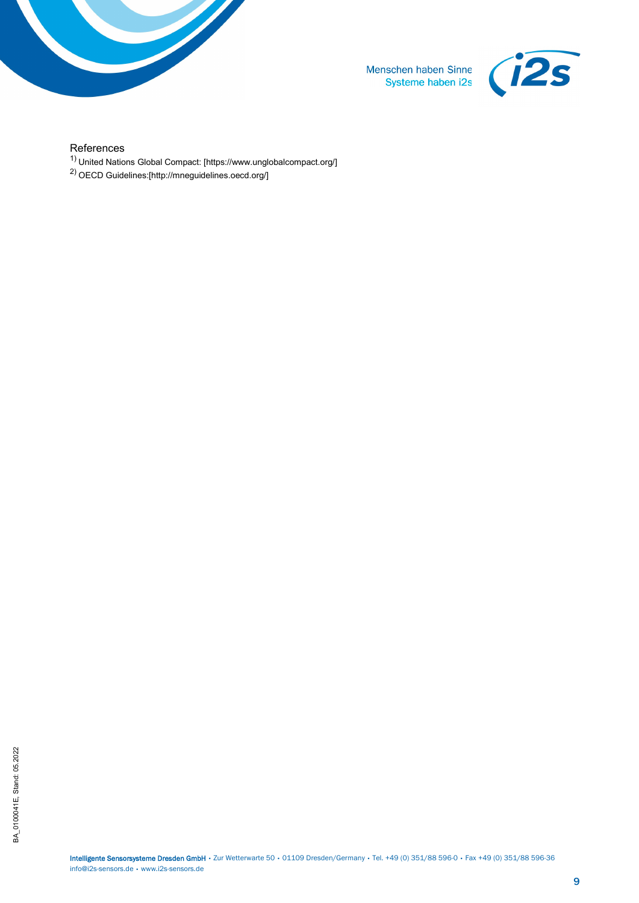References

[1] United Nations Global Compact: [https://www.unglobalcompact.org/]

[2] OECD Guidelines:[http://mneguidelines.oecd.org/]